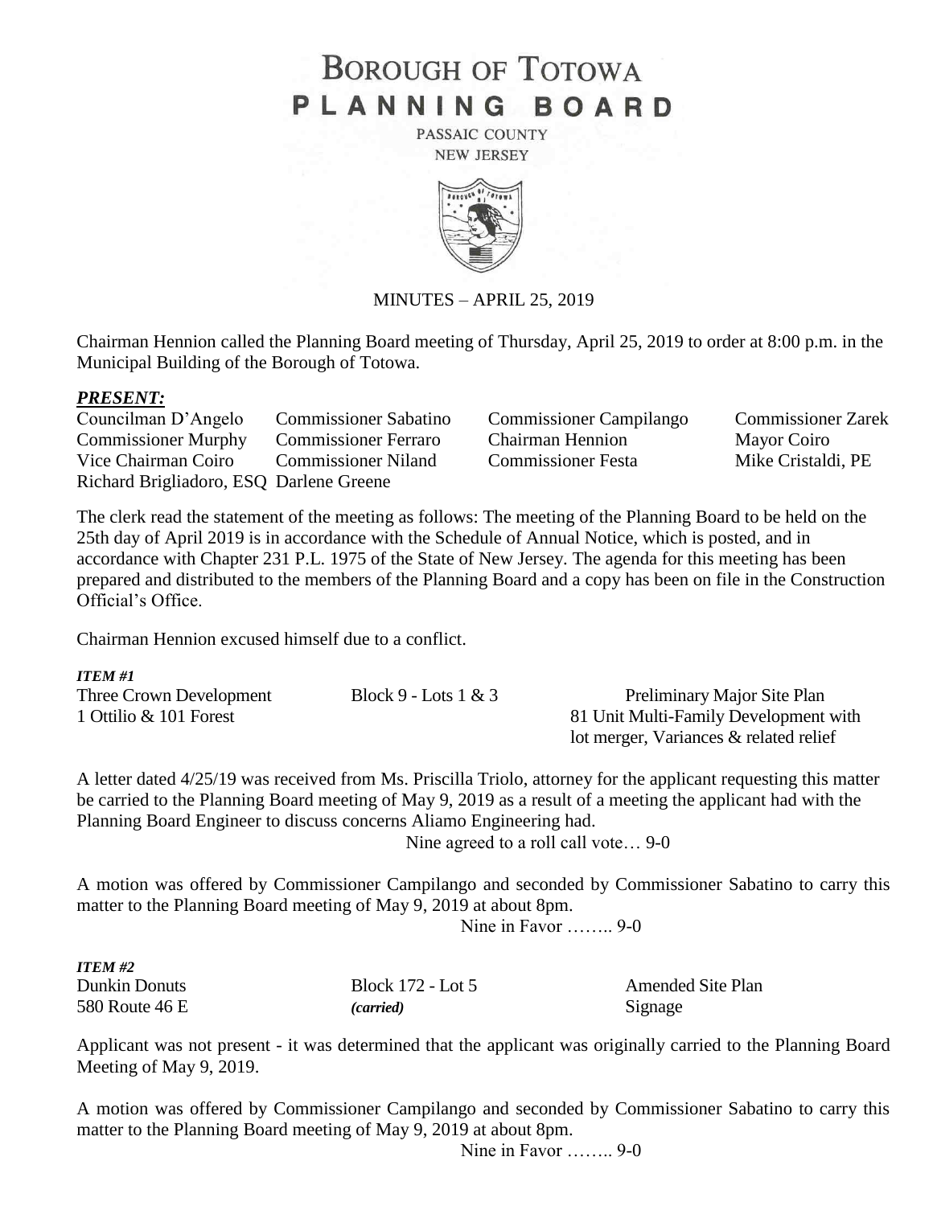# BOROUGH OF TOTOWA
# PLANNING BOARD

PASSAIC COUNTY
NEW JERSEY

MINUTES – APRIL 25, 2019

Chairman Hennion called the Planning Board meeting of Thursday, April 25, 2019 to order at 8:00 p.m. in the Municipal Building of the Borough of Totowa.

***PRESENT:***

| | | | |
|---|---|---|---|
| Councilman D'Angelo | Commissioner Sabatino | Commissioner Campilango | Commissioner Zarek |
| Commissioner Murphy | Commissioner Ferraro | Chairman Hennion | Mayor Coiro |
| Vice Chairman Coiro | Commissioner Niland | Commissioner Festa | Mike Cristaldi, PE |
| Richard Brigliadoro, ESQ | Darlene Greene | | |

The clerk read the statement of the meeting as follows: The meeting of the Planning Board to be held on the 25th day of April 2019 is in accordance with the Schedule of Annual Notice, which is posted, and in accordance with Chapter 231 P.L. 1975 of the State of New Jersey. The agenda for this meeting has been prepared and distributed to the members of the Planning Board and a copy has been on file in the Construction Official's Office.

Chairman Hennion excused himself due to a conflict.

***ITEM #1***

| | | |
|---|---|---|
| Three Crown Development | Block 9 - Lots 1 & 3 | Preliminary Major Site Plan |
| 1 Ottilio & 101 Forest | | 81 Unit Multi-Family Development with lot merger, Variances & related relief |

A letter dated 4/25/19 was received from Ms. Priscilla Triolo, attorney for the applicant requesting this matter be carried to the Planning Board meeting of May 9, 2019 as a result of a meeting the applicant had with the Planning Board Engineer to discuss concerns Aliamo Engineering had.

Nine agreed to a roll call vote… 9-0

A motion was offered by Commissioner Campilango and seconded by Commissioner Sabatino to carry this matter to the Planning Board meeting of May 9, 2019 at about 8pm.

Nine in Favor …….. 9-0

***ITEM #2***

| | | |
|---|---|---|
| Dunkin Donuts | Block 172 - Lot 5 | Amended Site Plan |
| 580 Route 46 E | *(carried)* | Signage |

Applicant was not present - it was determined that the applicant was originally carried to the Planning Board Meeting of May 9, 2019.

A motion was offered by Commissioner Campilango and seconded by Commissioner Sabatino to carry this matter to the Planning Board meeting of May 9, 2019 at about 8pm.

Nine in Favor …….. 9-0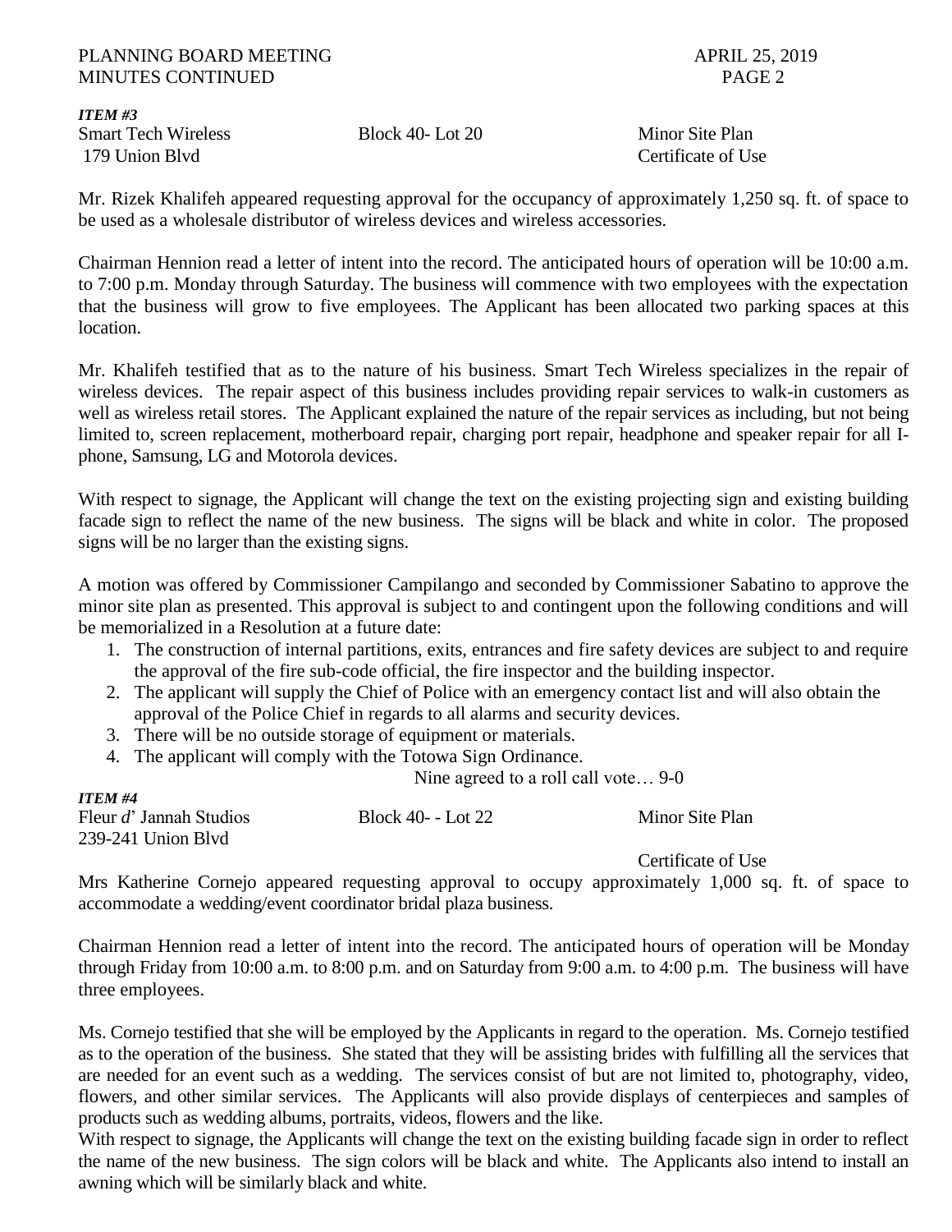*ITEM #3*

Smart Tech Wireless Block 40- Lot 20 Minor Site Plan
179 Union Blvd Certificate of Use

Mr. Rizek Khalifeh appeared requesting approval for the occupancy of approximately 1,250 sq. ft. of space to be used as a wholesale distributor of wireless devices and wireless accessories.

Chairman Hennion read a letter of intent into the record. The anticipated hours of operation will be 10:00 a.m. to 7:00 p.m. Monday through Saturday. The business will commence with two employees with the expectation that the business will grow to five employees. The Applicant has been allocated two parking spaces at this location.

Mr. Khalifeh testified that as to the nature of his business. Smart Tech Wireless specializes in the repair of wireless devices. The repair aspect of this business includes providing repair services to walk-in customers as well as wireless retail stores. The Applicant explained the nature of the repair services as including, but not being limited to, screen replacement, motherboard repair, charging port repair, headphone and speaker repair for all I-phone, Samsung, LG and Motorola devices.

With respect to signage, the Applicant will change the text on the existing projecting sign and existing building facade sign to reflect the name of the new business. The signs will be black and white in color. The proposed signs will be no larger than the existing signs.

A motion was offered by Commissioner Campilango and seconded by Commissioner Sabatino to approve the minor site plan as presented. This approval is subject to and contingent upon the following conditions and will be memorialized in a Resolution at a future date:

1. The construction of internal partitions, exits, entrances and fire safety devices are subject to and require the approval of the fire sub-code official, the fire inspector and the building inspector.
2. The applicant will supply the Chief of Police with an emergency contact list and will also obtain the approval of the Police Chief in regards to all alarms and security devices.
3. There will be no outside storage of equipment or materials.
4. The applicant will comply with the Totowa Sign Ordinance.

Nine agreed to a roll call vote… 9-0

*ITEM #4*

Fleur *d*' Jannah Studios Block 40- - Lot 22 Minor Site Plan
239-241 Union Blvd Certificate of Use

Mrs Katherine Cornejo appeared requesting approval to occupy approximately 1,000 sq. ft. of space to accommodate a wedding/event coordinator bridal plaza business.

Chairman Hennion read a letter of intent into the record. The anticipated hours of operation will be Monday through Friday from 10:00 a.m. to 8:00 p.m. and on Saturday from 9:00 a.m. to 4:00 p.m. The business will have three employees.

Ms. Cornejo testified that she will be employed by the Applicants in regard to the operation. Ms. Cornejo testified as to the operation of the business. She stated that they will be assisting brides with fulfilling all the services that are needed for an event such as a wedding. The services consist of but are not limited to, photography, video, flowers, and other similar services. The Applicants will also provide displays of centerpieces and samples of products such as wedding albums, portraits, videos, flowers and the like.

With respect to signage, the Applicants will change the text on the existing building facade sign in order to reflect the name of the new business. The sign colors will be black and white. The Applicants also intend to install an awning which will be similarly black and white.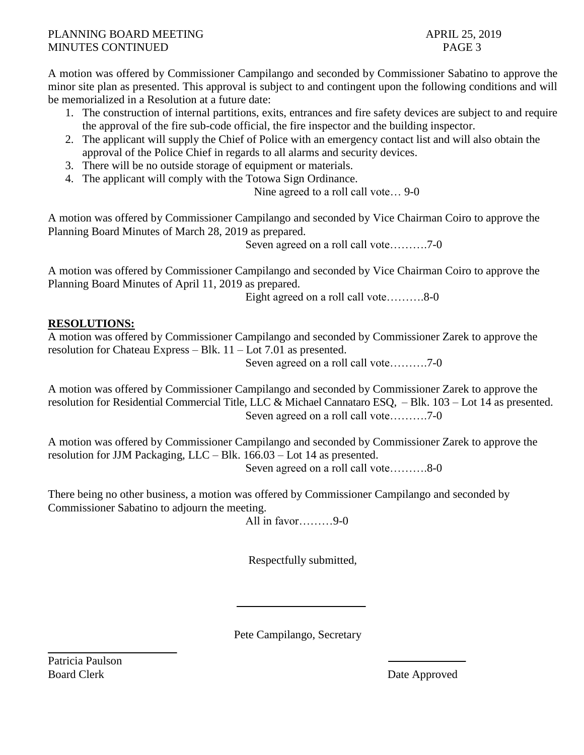A motion was offered by Commissioner Campilango and seconded by Commissioner Sabatino to approve the minor site plan as presented. This approval is subject to and contingent upon the following conditions and will be memorialized in a Resolution at a future date:

1. The construction of internal partitions, exits, entrances and fire safety devices are subject to and require the approval of the fire sub-code official, the fire inspector and the building inspector.
2. The applicant will supply the Chief of Police with an emergency contact list and will also obtain the approval of the Police Chief in regards to all alarms and security devices.
3. There will be no outside storage of equipment or materials.
4. The applicant will comply with the Totowa Sign Ordinance.

Nine agreed to a roll call vote… 9-0

A motion was offered by Commissioner Campilango and seconded by Vice Chairman Coiro to approve the Planning Board Minutes of March 28, 2019 as prepared.

Seven agreed on a roll call vote……….7-0

A motion was offered by Commissioner Campilango and seconded by Vice Chairman Coiro to approve the Planning Board Minutes of April 11, 2019 as prepared.

Eight agreed on a roll call vote……….8-0

**RESOLUTIONS:**

A motion was offered by Commissioner Campilango and seconded by Commissioner Zarek to approve the resolution for Chateau Express – Blk. 11 – Lot 7.01 as presented.

Seven agreed on a roll call vote……….7-0

A motion was offered by Commissioner Campilango and seconded by Commissioner Zarek to approve the resolution for Residential Commercial Title, LLC & Michael Cannataro ESQ, – Blk. 103 – Lot 14 as presented.

Seven agreed on a roll call vote……….7-0

A motion was offered by Commissioner Campilango and seconded by Commissioner Zarek to approve the resolution for JJM Packaging, LLC – Blk. 166.03 – Lot 14 as presented.

Seven agreed on a roll call vote……….8-0

There being no other business, a motion was offered by Commissioner Campilango and seconded by Commissioner Sabatino to adjourn the meeting.

All in favor………9-0

Respectfully submitted,

Pete Campilango, Secretary

Patricia Paulson
Board Clerk

Date Approved